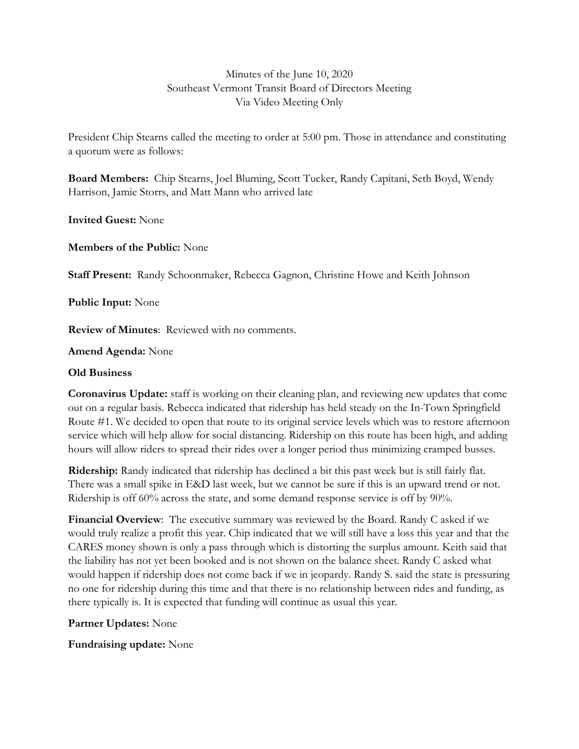Minutes of the June 10, 2020
Southeast Vermont Transit Board of Directors Meeting
Via Video Meeting Only

President Chip Stearns called the meeting to order at 5:00 pm. Those in attendance and constituting a quorum were as follows:

**Board Members:** Chip Stearns, Joel Bluming, Scott Tucker, Randy Capitani, Seth Boyd, Wendy Harrison, Jamie Storrs, and Matt Mann who arrived late

**Invited Guest:** None

**Members of the Public:** None

**Staff Present:** Randy Schoonmaker, Rebecca Gagnon, Christine Howe and Keith Johnson

**Public Input:** None

**Review of Minutes**: Reviewed with no comments.

**Amend Agenda:** None

**Old Business**

**Coronavirus Update:** staff is working on their cleaning plan, and reviewing new updates that come out on a regular basis. Rebecca indicated that ridership has held steady on the In-Town Springfield Route #1. We decided to open that route to its original service levels which was to restore afternoon service which will help allow for social distancing. Ridership on this route has been high, and adding hours will allow riders to spread their rides over a longer period thus minimizing cramped busses.

**Ridership:** Randy indicated that ridership has declined a bit this past week but is still fairly flat. There was a small spike in E&D last week, but we cannot be sure if this is an upward trend or not. Ridership is off 60% across the state, and some demand response service is off by 90%.

**Financial Overview**: The executive summary was reviewed by the Board. Randy C asked if we would truly realize a profit this year. Chip indicated that we will still have a loss this year and that the CARES money shown is only a pass through which is distorting the surplus amount. Keith said that the liability has not yet been booked and is not shown on the balance sheet. Randy C asked what would happen if ridership does not come back if we in jeopardy. Randy S. said the state is pressuring no one for ridership during this time and that there is no relationship between rides and funding, as there typically is. It is expected that funding will continue as usual this year.

**Partner Updates:** None

**Fundraising update:** None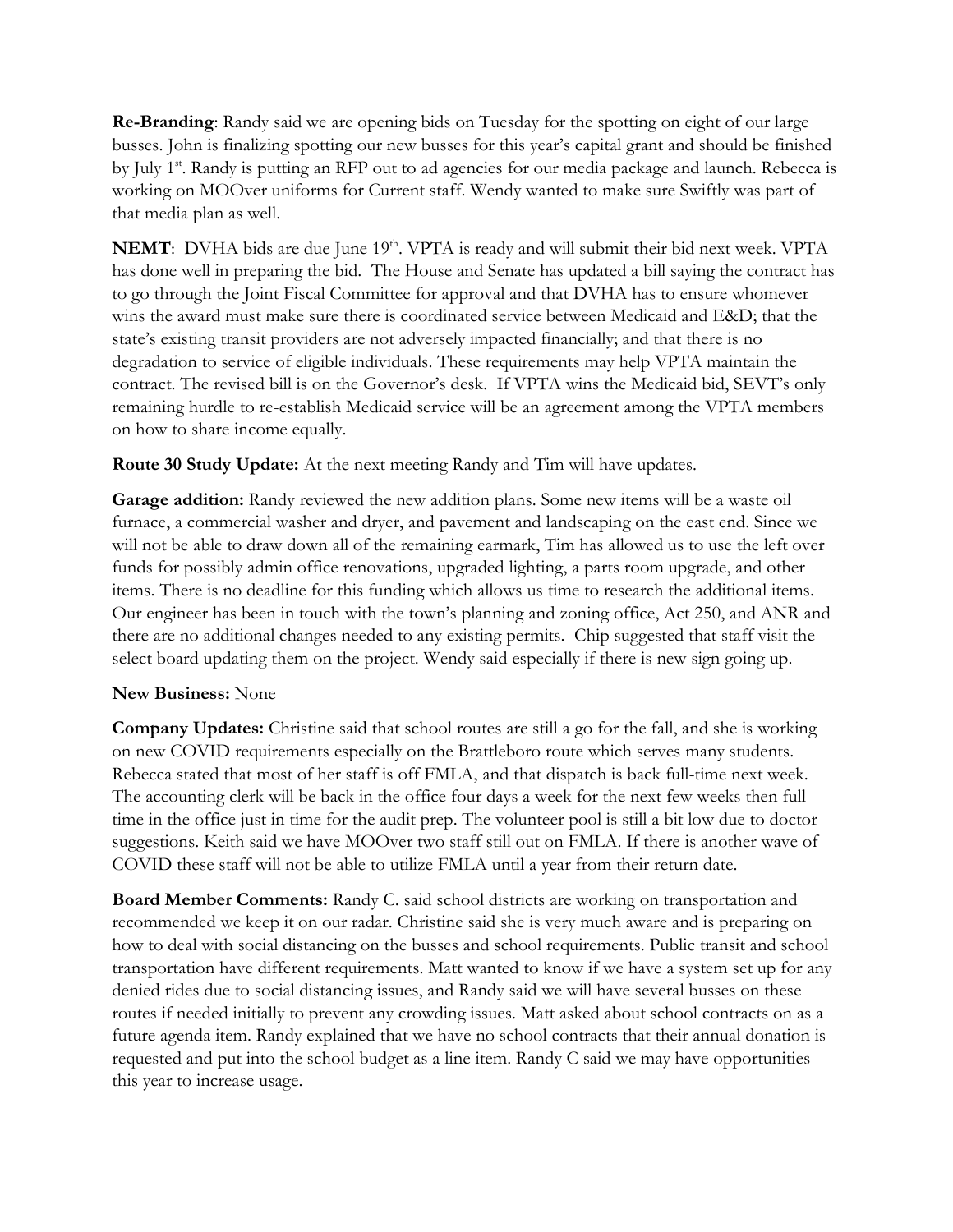**Re-Branding**: Randy said we are opening bids on Tuesday for the spotting on eight of our large busses. John is finalizing spotting our new busses for this year's capital grant and should be finished by July 1st. Randy is putting an RFP out to ad agencies for our media package and launch. Rebecca is working on MOOver uniforms for Current staff. Wendy wanted to make sure Swiftly was part of that media plan as well.

**NEMT**: DVHA bids are due June 19th. VPTA is ready and will submit their bid next week. VPTA has done well in preparing the bid. The House and Senate has updated a bill saying the contract has to go through the Joint Fiscal Committee for approval and that DVHA has to ensure whomever wins the award must make sure there is coordinated service between Medicaid and E&D; that the state's existing transit providers are not adversely impacted financially; and that there is no degradation to service of eligible individuals. These requirements may help VPTA maintain the contract. The revised bill is on the Governor's desk. If VPTA wins the Medicaid bid, SEVT's only remaining hurdle to re-establish Medicaid service will be an agreement among the VPTA members on how to share income equally.

**Route 30 Study Update:** At the next meeting Randy and Tim will have updates.

**Garage addition:** Randy reviewed the new addition plans. Some new items will be a waste oil furnace, a commercial washer and dryer, and pavement and landscaping on the east end. Since we will not be able to draw down all of the remaining earmark, Tim has allowed us to use the left over funds for possibly admin office renovations, upgraded lighting, a parts room upgrade, and other items. There is no deadline for this funding which allows us time to research the additional items. Our engineer has been in touch with the town's planning and zoning office, Act 250, and ANR and there are no additional changes needed to any existing permits. Chip suggested that staff visit the select board updating them on the project. Wendy said especially if there is new sign going up.

**New Business:** None

**Company Updates:** Christine said that school routes are still a go for the fall, and she is working on new COVID requirements especially on the Brattleboro route which serves many students. Rebecca stated that most of her staff is off FMLA, and that dispatch is back full-time next week. The accounting clerk will be back in the office four days a week for the next few weeks then full time in the office just in time for the audit prep. The volunteer pool is still a bit low due to doctor suggestions. Keith said we have MOOver two staff still out on FMLA. If there is another wave of COVID these staff will not be able to utilize FMLA until a year from their return date.

**Board Member Comments:** Randy C. said school districts are working on transportation and recommended we keep it on our radar. Christine said she is very much aware and is preparing on how to deal with social distancing on the busses and school requirements. Public transit and school transportation have different requirements. Matt wanted to know if we have a system set up for any denied rides due to social distancing issues, and Randy said we will have several busses on these routes if needed initially to prevent any crowding issues. Matt asked about school contracts on as a future agenda item. Randy explained that we have no school contracts that their annual donation is requested and put into the school budget as a line item. Randy C said we may have opportunities this year to increase usage.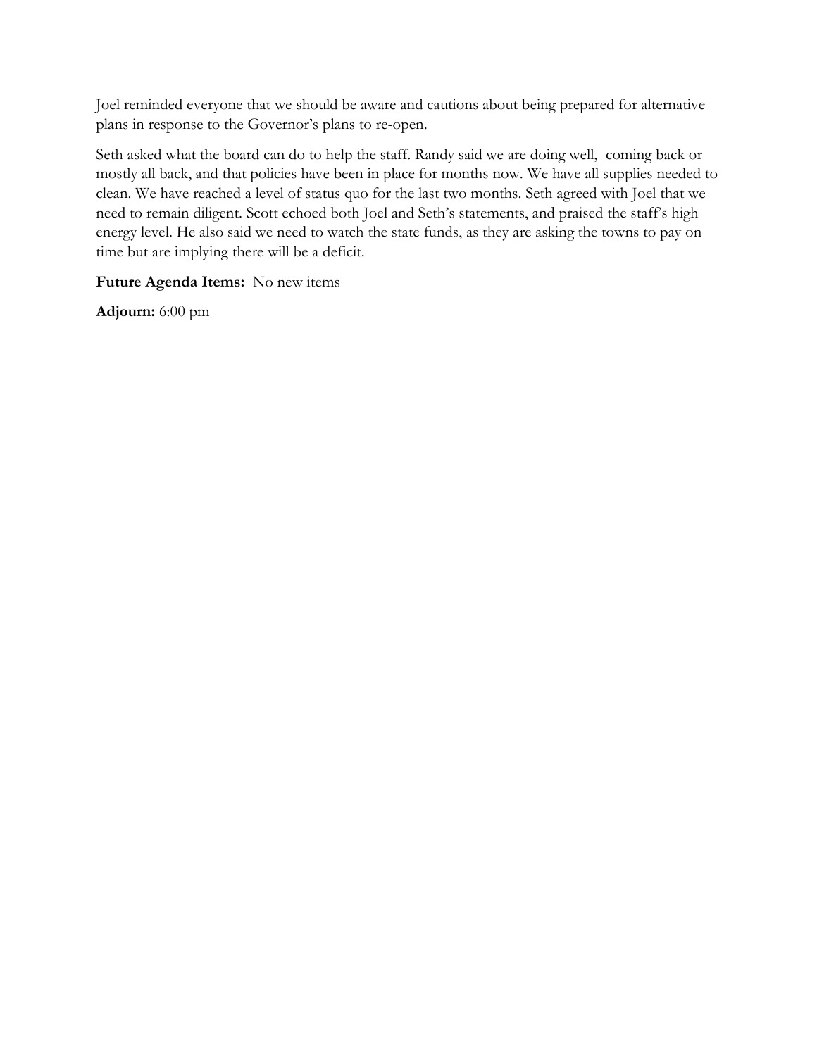Joel reminded everyone that we should be aware and cautions about being prepared for alternative plans in response to the Governor's plans to re-open.

Seth asked what the board can do to help the staff. Randy said we are doing well, coming back or mostly all back, and that policies have been in place for months now. We have all supplies needed to clean. We have reached a level of status quo for the last two months. Seth agreed with Joel that we need to remain diligent. Scott echoed both Joel and Seth's statements, and praised the staff's high energy level. He also said we need to watch the state funds, as they are asking the towns to pay on time but are implying there will be a deficit.

**Future Agenda Items:** No new items

**Adjourn:** 6:00 pm